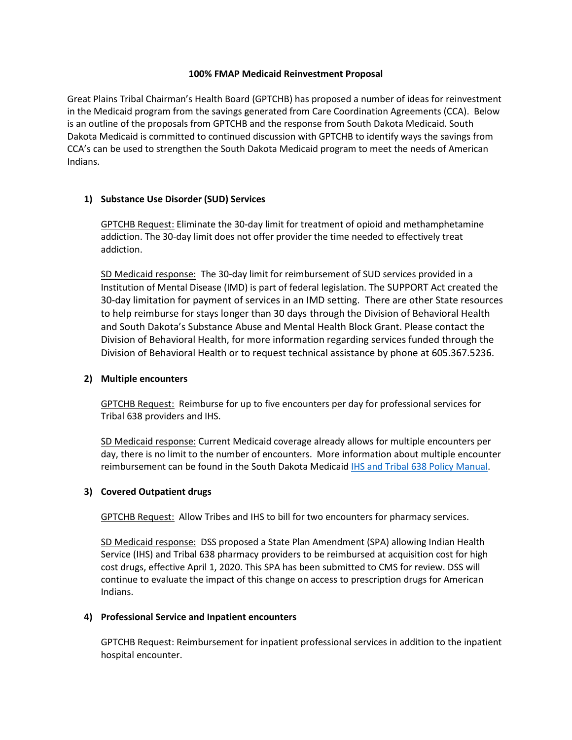**100% FMAP Medicaid Reinvestment Proposal**

Great Plains Tribal Chairman's Health Board (GPTCHB) has proposed a number of ideas for reinvestment in the Medicaid program from the savings generated from Care Coordination Agreements (CCA). Below is an outline of the proposals from GPTCHB and the response from South Dakota Medicaid. South Dakota Medicaid is committed to continued discussion with GPTCHB to identify ways the savings from CCA's can be used to strengthen the South Dakota Medicaid program to meet the needs of American Indians.

1) **Substance Use Disorder (SUD) Services**

   GPTCHB Request: Eliminate the 30-day limit for treatment of opioid and methamphetamine addiction. The 30-day limit does not offer provider the time needed to effectively treat addiction.

   SD Medicaid response: The 30-day limit for reimbursement of SUD services provided in a Institution of Mental Disease (IMD) is part of federal legislation. The SUPPORT Act created the 30-day limitation for payment of services in an IMD setting. There are other State resources to help reimburse for stays longer than 30 days through the Division of Behavioral Health and South Dakota's Substance Abuse and Mental Health Block Grant. Please contact the Division of Behavioral Health, for more information regarding services funded through the Division of Behavioral Health or to request technical assistance by phone at 605.367.5236.

2) **Multiple encounters**

   GPTCHB Request: Reimburse for up to five encounters per day for professional services for Tribal 638 providers and IHS.

   SD Medicaid response: Current Medicaid coverage already allows for multiple encounters per day, there is no limit to the number of encounters. More information about multiple encounter reimbursement can be found in the South Dakota Medicaid IHS and Tribal 638 Policy Manual.

3) **Covered Outpatient drugs**

   GPTCHB Request: Allow Tribes and IHS to bill for two encounters for pharmacy services.

   SD Medicaid response: DSS proposed a State Plan Amendment (SPA) allowing Indian Health Service (IHS) and Tribal 638 pharmacy providers to be reimbursed at acquisition cost for high cost drugs, effective April 1, 2020. This SPA has been submitted to CMS for review. DSS will continue to evaluate the impact of this change on access to prescription drugs for American Indians.

4) **Professional Service and Inpatient encounters**

   GPTCHB Request: Reimbursement for inpatient professional services in addition to the inpatient hospital encounter.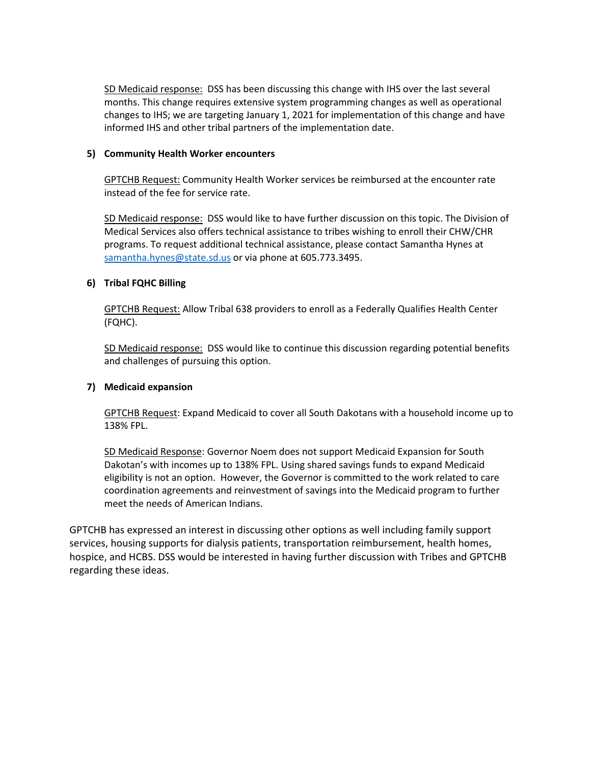SD Medicaid response: DSS has been discussing this change with IHS over the last several months. This change requires extensive system programming changes as well as operational changes to IHS; we are targeting January 1, 2021 for implementation of this change and have informed IHS and other tribal partners of the implementation date.

**5) Community Health Worker encounters**

GPTCHB Request: Community Health Worker services be reimbursed at the encounter rate instead of the fee for service rate.

SD Medicaid response: DSS would like to have further discussion on this topic. The Division of Medical Services also offers technical assistance to tribes wishing to enroll their CHW/CHR programs. To request additional technical assistance, please contact Samantha Hynes at samantha.hynes@state.sd.us or via phone at 605.773.3495.

**6) Tribal FQHC Billing**

GPTCHB Request: Allow Tribal 638 providers to enroll as a Federally Qualifies Health Center (FQHC).

SD Medicaid response: DSS would like to continue this discussion regarding potential benefits and challenges of pursuing this option.

**7) Medicaid expansion**

GPTCHB Request: Expand Medicaid to cover all South Dakotans with a household income up to 138% FPL.

SD Medicaid Response: Governor Noem does not support Medicaid Expansion for South Dakotan's with incomes up to 138% FPL. Using shared savings funds to expand Medicaid eligibility is not an option. However, the Governor is committed to the work related to care coordination agreements and reinvestment of savings into the Medicaid program to further meet the needs of American Indians.

GPTCHB has expressed an interest in discussing other options as well including family support services, housing supports for dialysis patients, transportation reimbursement, health homes, hospice, and HCBS. DSS would be interested in having further discussion with Tribes and GPTCHB regarding these ideas.